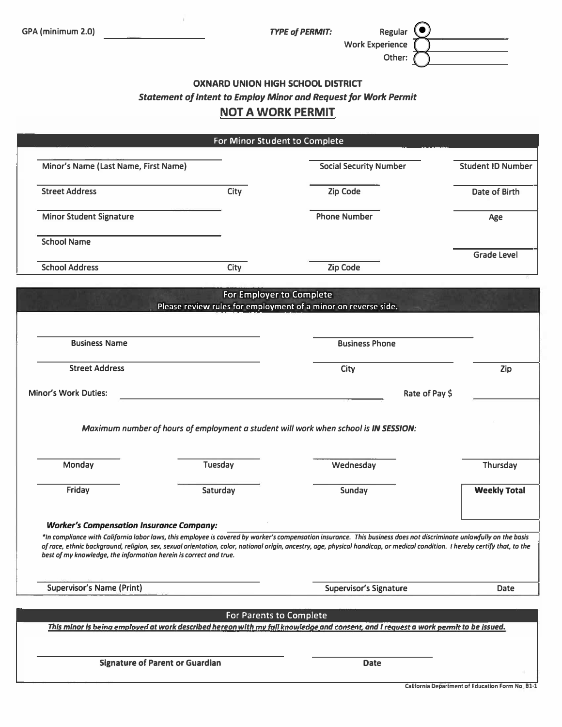GPA (minimum 2.0) ______________

***TYPE of PERMIT:***

- (●) Regular ______________
- ( ) Work Experience ______________
- ( ) Other: ______________

## OXNARD UNION HIGH SCHOOL DISTRICT

***Statement of Intent to Employ Minor and Request for Work Permit***

## NOT A WORK PERMIT

### For Minor Student to Complete

| | | | |
|---|---|---|---|
| Minor's Name (Last Name, First Name) | | Social Security Number | Student ID Number |
| Street Address | City | Zip Code | Date of Birth |
| Minor Student Signature | | Phone Number | Age |
| School Name | | | |
| | | | Grade Level |
| School Address | City | Zip Code | |

### For Employer to Complete

Please review rules for employment of a minor on reverse side.

| | | |
|---|---|---|
| Business Name | Business Phone | |
| Street Address | City | Zip |

Minor's Work Duties: ______________ Rate of Pay $ ______________

*Maximum number of hours of employment a student will work when school is **IN SESSION**:*

| | | | |
|---|---|---|---|
| Monday | Tuesday | Wednesday | Thursday |
| Friday | Saturday | Sunday | **Weekly Total** |

***Worker's Compensation Insurance Company:*** ______________

*\*In compliance with California labor laws, this employee is covered by worker's compensation insurance. This business does not discriminate unlawfully on the basis of race, ethnic background, religion, sex, sexual orientation, color, national origin, ancestry, age, physical handicap, or medical condition. I hereby certify that, to the best of my knowledge, the information herein is correct and true.*

| | | |
|---|---|---|
| Supervisor's Name (Print) | Supervisor's Signature | Date |

### For Parents to Complete

***This minor is being employed at work described hereon with my full knowledge and consent, and I request a work permit to be issued.***

| | |
|---|---|
| **Signature of Parent or Guardian** | **Date** |

California Department of Education Form No. B1-1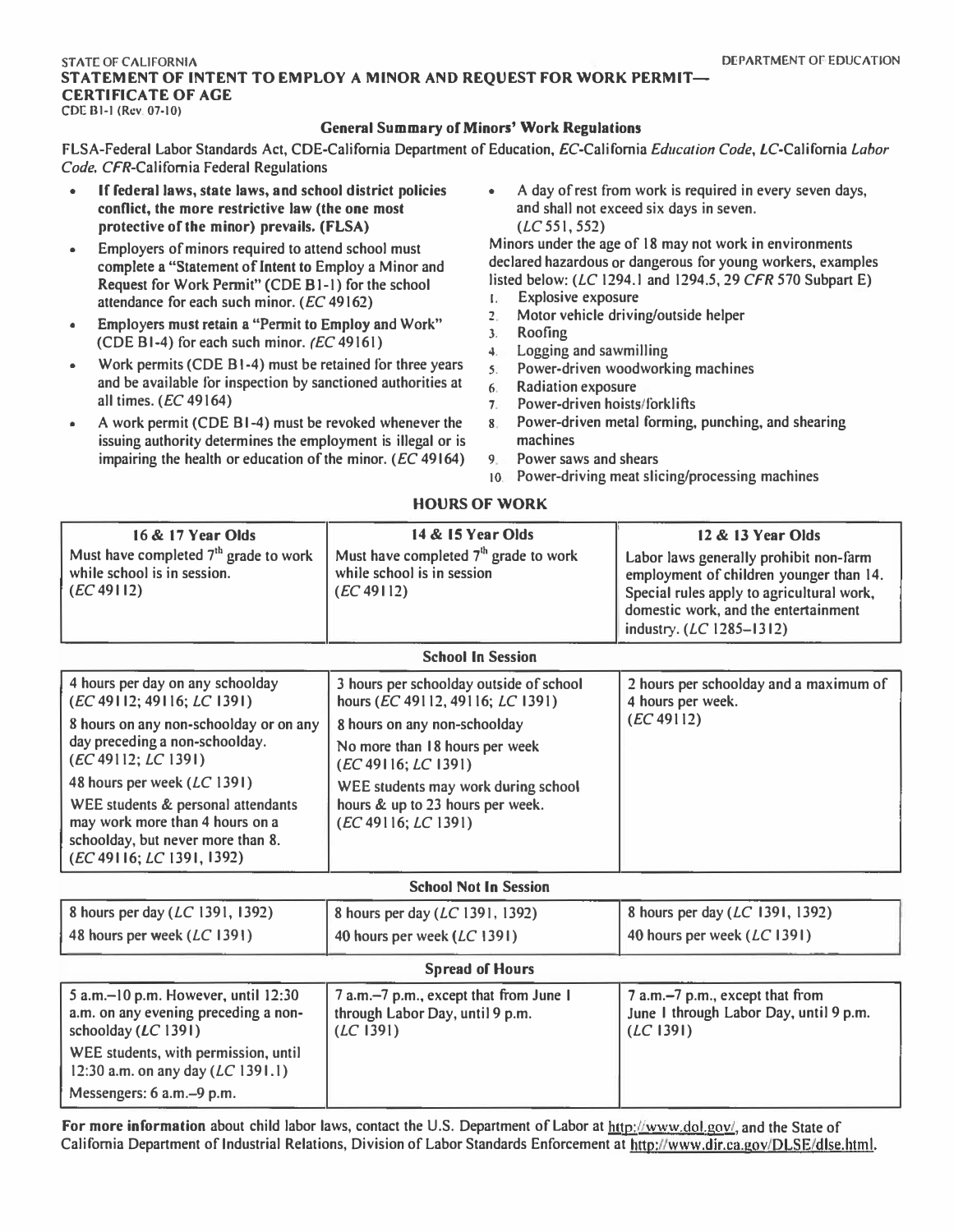STATE OF CALIFORNIA — DEPARTMENT OF EDUCATION

# STATEMENT OF INTENT TO EMPLOY A MINOR AND REQUEST FOR WORK PERMIT—CERTIFICATE OF AGE

CDE B1-1 (Rev. 07-10)

## General Summary of Minors' Work Regulations

FLSA-Federal Labor Standards Act, CDE-California Department of Education, *EC*-California *Education Code*, *LC*-California *Labor Code*, *CFR*-California Federal Regulations

- **If federal laws, state laws, and school district policies conflict, the more restrictive law (the one most protective of the minor) prevails. (FLSA)**
- **Employers of minors required to attend school must complete a "Statement of Intent to Employ a Minor and Request for Work Permit" (CDE B1-1) for the school attendance for each such minor.** (*EC* 49162)
- **Employers must retain a "Permit to Employ and Work" (CDE B1-4) for each such minor.** (*EC* 49161)
- Work permits (CDE B1-4) must be retained for three years and be available for inspection by sanctioned authorities at all times. (*EC* 49164)
- A work permit (CDE B1-4) must be revoked whenever the issuing authority determines the employment is illegal or is impairing the health or education of the minor. (*EC* 49164)
- A day of rest from work is required in every seven days, and shall not exceed six days in seven. (*LC* 551, 552)

Minors under the age of 18 may not work in environments declared hazardous or dangerous for young workers, examples listed below: (*LC* 1294.1 and 1294.5, 29 *CFR* 570 Subpart E)

1. Explosive exposure
2. Motor vehicle driving/outside helper
3. Roofing
4. Logging and sawmilling
5. Power-driven woodworking machines
6. Radiation exposure
7. Power-driven hoists/forklifts
8. Power-driven metal forming, punching, and shearing machines
9. Power saws and shears
10. Power-driving meat slicing/processing machines

## HOURS OF WORK

| 16 & 17 Year Olds | 14 & 15 Year Olds | 12 & 13 Year Olds |
|---|---|---|
| Must have completed 7th grade to work while school is in session. (*EC* 49112) | Must have completed 7th grade to work while school is in session (*EC* 49112) | Labor laws generally prohibit non-farm employment of children younger than 14. Special rules apply to agricultural work, domestic work, and the entertainment industry. (*LC* 1285–1312) |
| **School In Session** | | |
| 4 hours per day on any schoolday (*EC* 49112; 49116; *LC* 1391)<br>8 hours on any non-schoolday or on any day preceding a non-schoolday. (*EC* 49112; *LC* 1391)<br>48 hours per week (*LC* 1391)<br>WEE students & personal attendants may work more than 4 hours on a schoolday, but never more than 8. (*EC* 49116; *LC* 1391, 1392) | 3 hours per schoolday outside of school hours (*EC* 49112, 49116; *LC* 1391)<br>8 hours on any non-schoolday<br>No more than 18 hours per week (*EC* 49116; *LC* 1391)<br>WEE students may work during school hours & up to 23 hours per week. (*EC* 49116; *LC* 1391) | 2 hours per schoolday and a maximum of 4 hours per week. (*EC* 49112) |
| **School Not In Session** | | |
| 8 hours per day (*LC* 1391, 1392)<br>48 hours per week (*LC* 1391) | 8 hours per day (*LC* 1391, 1392)<br>40 hours per week (*LC* 1391) | 8 hours per day (*LC* 1391, 1392)<br>40 hours per week (*LC* 1391) |
| **Spread of Hours** | | |
| 5 a.m.–10 p.m. However, until 12:30 a.m. on any evening preceding a non-schoolday (*LC* 1391)<br>WEE students, with permission, until 12:30 a.m. on any day (*LC* 1391.1)<br>Messengers: 6 a.m.–9 p.m. | 7 a.m.–7 p.m., except that from June 1 through Labor Day, until 9 p.m. (*LC* 1391) | 7 a.m.–7 p.m., except that from June 1 through Labor Day, until 9 p.m. (*LC* 1391) |

**For more information** about child labor laws, contact the U.S. Department of Labor at http://www.dol.gov/, and the State of California Department of Industrial Relations, Division of Labor Standards Enforcement at http://www.dir.ca.gov/DLSE/dlse.html.